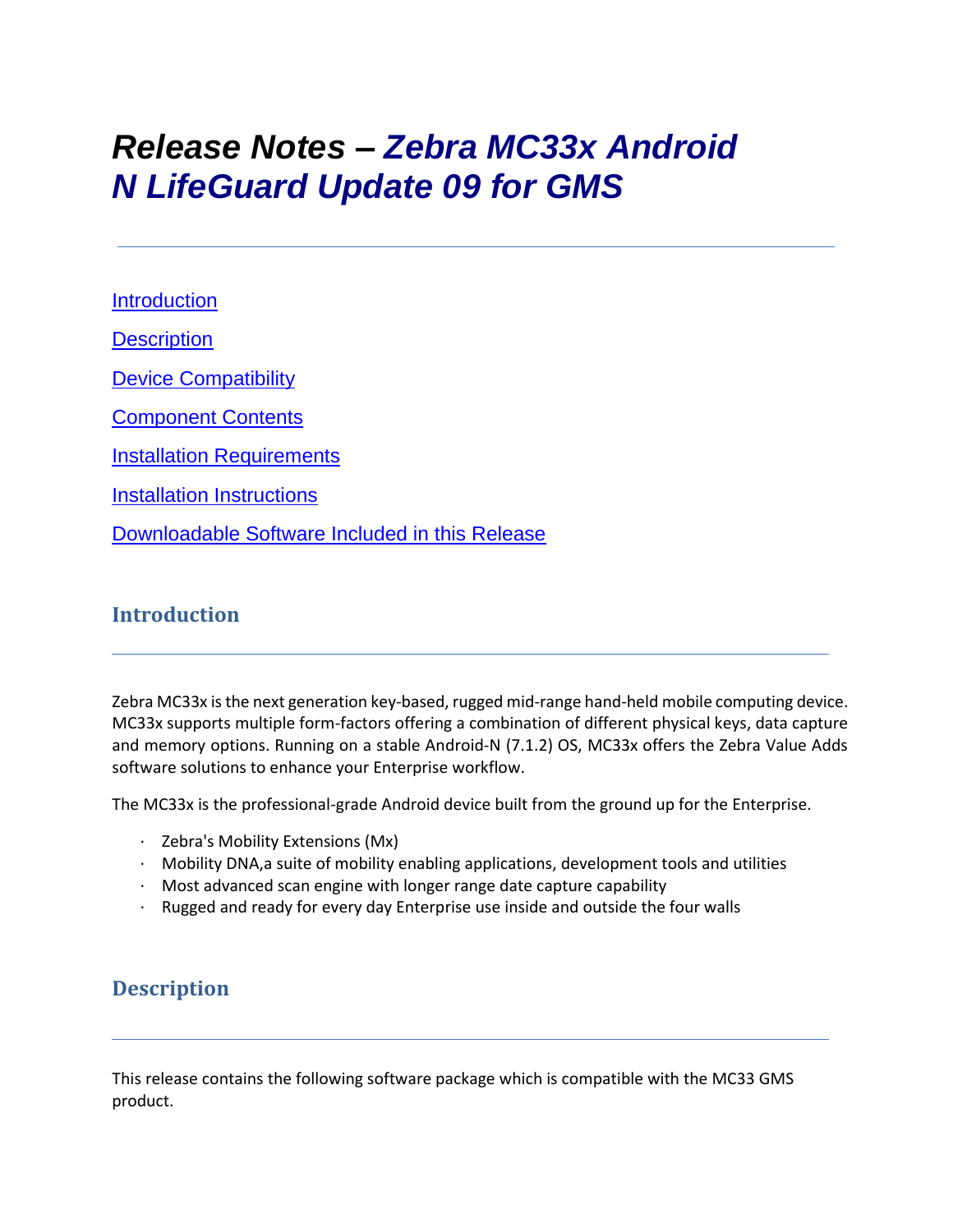# *Release Notes – Zebra MC33x Android N LifeGuard Update 09 for GMS*

[Introduction](#introduction)

[Description](#description)

[Device Compatibility](#device-compatibility)

[Component Contents](#component-contents)

[Installation Requirements](#installation-requirements)

[Installation Instructions](#installation-instructions)

[Downloadable Software Included in this Release](#downloadable-software-included-in-this-release)

## Introduction

Zebra MC33x is the next generation key-based, rugged mid-range hand-held mobile computing device. MC33x supports multiple form-factors offering a combination of different physical keys, data capture and memory options. Running on a stable Android-N (7.1.2) OS, MC33x offers the Zebra Value Adds software solutions to enhance your Enterprise workflow.

The MC33x is the professional-grade Android device built from the ground up for the Enterprise.

- Zebra's Mobility Extensions (Mx)
- Mobility DNA,a suite of mobility enabling applications, development tools and utilities
- Most advanced scan engine with longer range date capture capability
- Rugged and ready for every day Enterprise use inside and outside the four walls

## Description

This release contains the following software package which is compatible with the MC33 GMS product.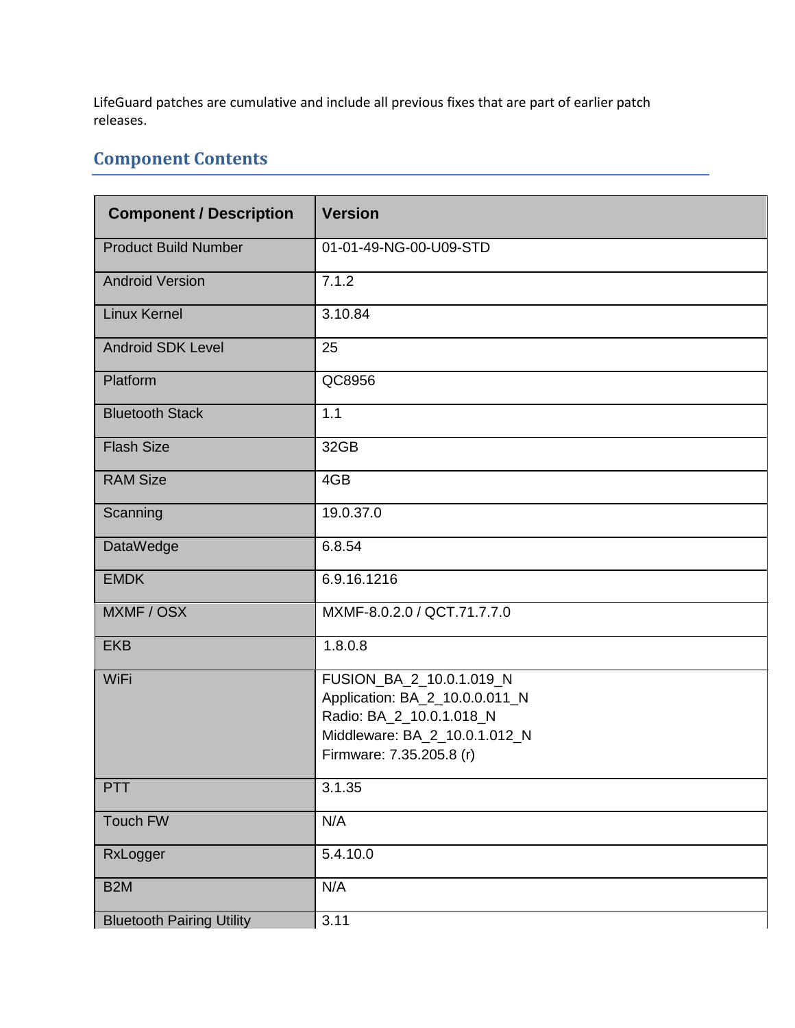LifeGuard patches are cumulative and include all previous fixes that are part of earlier patch releases.

## Component Contents

| Component / Description | Version |
|---|---|
| Product Build Number | 01-01-49-NG-00-U09-STD |
| Android Version | 7.1.2 |
| Linux Kernel | 3.10.84 |
| Android SDK Level | 25 |
| Platform | QC8956 |
| Bluetooth Stack | 1.1 |
| Flash Size | 32GB |
| RAM Size | 4GB |
| Scanning | 19.0.37.0 |
| DataWedge | 6.8.54 |
| EMDK | 6.9.16.1216 |
| MXMF / OSX | MXMF-8.0.2.0 / QCT.71.7.7.0 |
| EKB | 1.8.0.8 |
| WiFi | FUSION_BA_2_10.0.1.019_N<br>Application: BA_2_10.0.0.011_N<br>Radio: BA_2_10.0.1.018_N<br>Middleware: BA_2_10.0.1.012_N<br>Firmware: 7.35.205.8 (r) |
| PTT | 3.1.35 |
| Touch FW | N/A |
| RxLogger | 5.4.10.0 |
| B2M | N/A |
| Bluetooth Pairing Utility | 3.11 |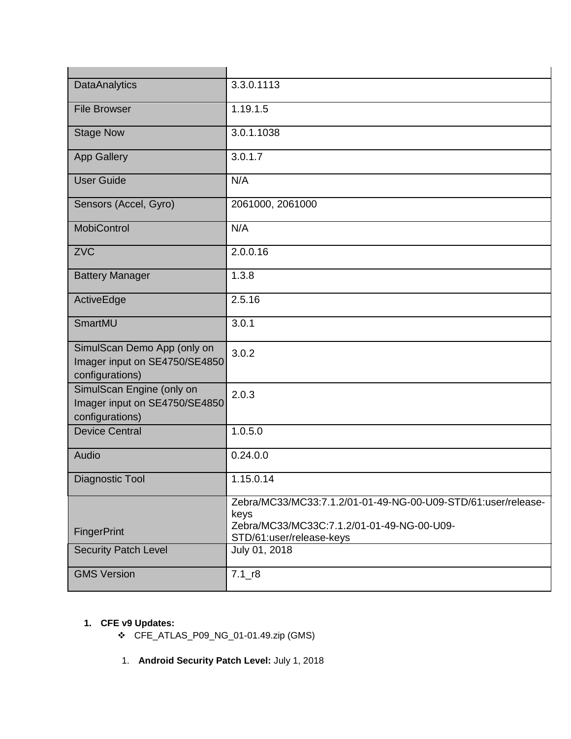| | |
|---|---|
| DataAnalytics | 3.3.0.1113 |
| File Browser | 1.19.1.5 |
| Stage Now | 3.0.1.1038 |
| App Gallery | 3.0.1.7 |
| User Guide | N/A |
| Sensors (Accel, Gyro) | 2061000, 2061000 |
| MobiControl | N/A |
| ZVC | 2.0.0.16 |
| Battery Manager | 1.3.8 |
| ActiveEdge | 2.5.16 |
| SmartMU | 3.0.1 |
| SimulScan Demo App (only on Imager input on SE4750/SE4850 configurations) | 3.0.2 |
| SimulScan Engine (only on Imager input on SE4750/SE4850 configurations) | 2.0.3 |
| Device Central | 1.0.5.0 |
| Audio | 0.24.0.0 |
| Diagnostic Tool | 1.15.0.14 |
| FingerPrint | Zebra/MC33/MC33:7.1.2/01-01-49-NG-00-U09-STD/61:user/release-keys<br>Zebra/MC33/MC33C:7.1.2/01-01-49-NG-00-U09-STD/61:user/release-keys |
| Security Patch Level | July 01, 2018 |
| GMS Version | 7.1_r8 |

1. **CFE v9 Updates:**
   - CFE_ATLAS_P09_NG_01-01.49.zip (GMS)

   1. **Android Security Patch Level:** July 1, 2018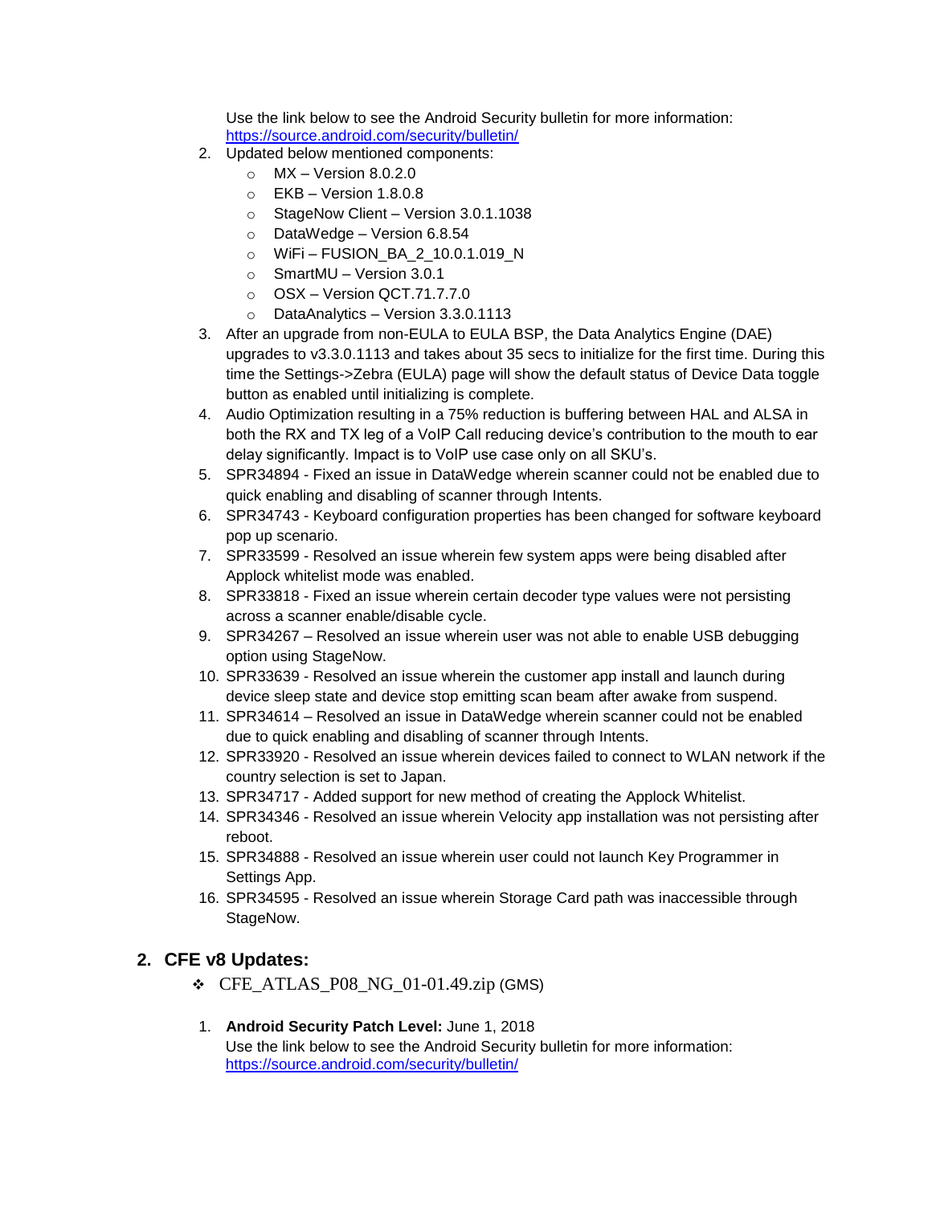Use the link below to see the Android Security bulletin for more information: https://source.android.com/security/bulletin/

2. Updated below mentioned components:
   - MX – Version 8.0.2.0
   - EKB – Version 1.8.0.8
   - StageNow Client – Version 3.0.1.1038
   - DataWedge – Version 6.8.54
   - WiFi – FUSION_BA_2_10.0.1.019_N
   - SmartMU – Version 3.0.1
   - OSX – Version QCT.71.7.7.0
   - DataAnalytics – Version 3.3.0.1113
3. After an upgrade from non-EULA to EULA BSP, the Data Analytics Engine (DAE) upgrades to v3.3.0.1113 and takes about 35 secs to initialize for the first time. During this time the Settings->Zebra (EULA) page will show the default status of Device Data toggle button as enabled until initializing is complete.
4. Audio Optimization resulting in a 75% reduction is buffering between HAL and ALSA in both the RX and TX leg of a VoIP Call reducing device's contribution to the mouth to ear delay significantly. Impact is to VoIP use case only on all SKU's.
5. SPR34894 - Fixed an issue in DataWedge wherein scanner could not be enabled due to quick enabling and disabling of scanner through Intents.
6. SPR34743 - Keyboard configuration properties has been changed for software keyboard pop up scenario.
7. SPR33599 - Resolved an issue wherein few system apps were being disabled after Applock whitelist mode was enabled.
8. SPR33818 - Fixed an issue wherein certain decoder type values were not persisting across a scanner enable/disable cycle.
9. SPR34267 – Resolved an issue wherein user was not able to enable USB debugging option using StageNow.
10. SPR33639 - Resolved an issue wherein the customer app install and launch during device sleep state and device stop emitting scan beam after awake from suspend.
11. SPR34614 – Resolved an issue in DataWedge wherein scanner could not be enabled due to quick enabling and disabling of scanner through Intents.
12. SPR33920 - Resolved an issue wherein devices failed to connect to WLAN network if the country selection is set to Japan.
13. SPR34717 - Added support for new method of creating the Applock Whitelist.
14. SPR34346 - Resolved an issue wherein Velocity app installation was not persisting after reboot.
15. SPR34888 - Resolved an issue wherein user could not launch Key Programmer in Settings App.
16. SPR34595 - Resolved an issue wherein Storage Card path was inaccessible through StageNow.

## 2. CFE v8 Updates:

- CFE_ATLAS_P08_NG_01-01.49.zip (GMS)

1. **Android Security Patch Level:** June 1, 2018
   Use the link below to see the Android Security bulletin for more information: https://source.android.com/security/bulletin/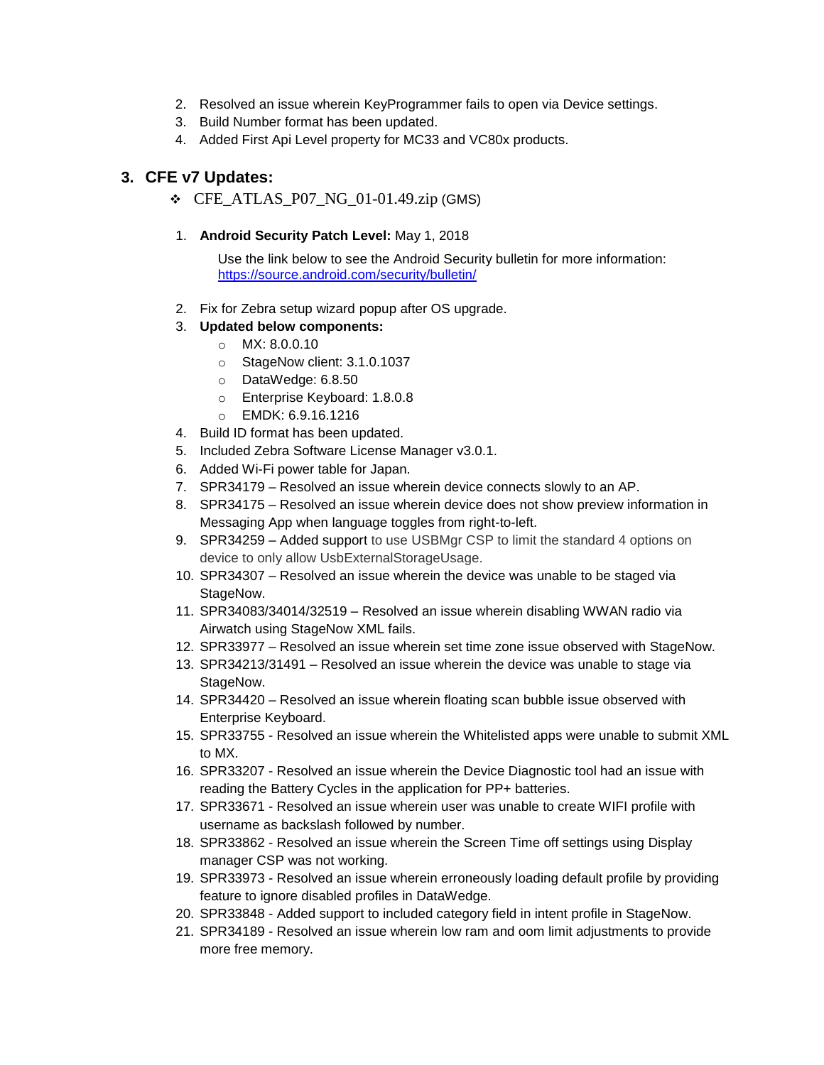2. Resolved an issue wherein KeyProgrammer fails to open via Device settings.
3. Build Number format has been updated.
4. Added First Api Level property for MC33 and VC80x products.

## 3. CFE v7 Updates:

❖ CFE_ATLAS_P07_NG_01-01.49.zip (GMS)

1. **Android Security Patch Level:** May 1, 2018

   Use the link below to see the Android Security bulletin for more information: https://source.android.com/security/bulletin/

2. Fix for Zebra setup wizard popup after OS upgrade.
3. **Updated below components:**
   - MX: 8.0.0.10
   - StageNow client: 3.1.0.1037
   - DataWedge: 6.8.50
   - Enterprise Keyboard: 1.8.0.8
   - EMDK: 6.9.16.1216
4. Build ID format has been updated.
5. Included Zebra Software License Manager v3.0.1.
6. Added Wi-Fi power table for Japan.
7. SPR34179 – Resolved an issue wherein device connects slowly to an AP.
8. SPR34175 – Resolved an issue wherein device does not show preview information in Messaging App when language toggles from right-to-left.
9. SPR34259 – Added support to use USBMgr CSP to limit the standard 4 options on device to only allow UsbExternalStorageUsage.
10. SPR34307 – Resolved an issue wherein the device was unable to be staged via StageNow.
11. SPR34083/34014/32519 – Resolved an issue wherein disabling WWAN radio via Airwatch using StageNow XML fails.
12. SPR33977 – Resolved an issue wherein set time zone issue observed with StageNow.
13. SPR34213/31491 – Resolved an issue wherein the device was unable to stage via StageNow.
14. SPR34420 – Resolved an issue wherein floating scan bubble issue observed with Enterprise Keyboard.
15. SPR33755 - Resolved an issue wherein the Whitelisted apps were unable to submit XML to MX.
16. SPR33207 - Resolved an issue wherein the Device Diagnostic tool had an issue with reading the Battery Cycles in the application for PP+ batteries.
17. SPR33671 - Resolved an issue wherein user was unable to create WIFI profile with username as backslash followed by number.
18. SPR33862 - Resolved an issue wherein the Screen Time off settings using Display manager CSP was not working.
19. SPR33973 - Resolved an issue wherein erroneously loading default profile by providing feature to ignore disabled profiles in DataWedge.
20. SPR33848 - Added support to included category field in intent profile in StageNow.
21. SPR34189 - Resolved an issue wherein low ram and oom limit adjustments to provide more free memory.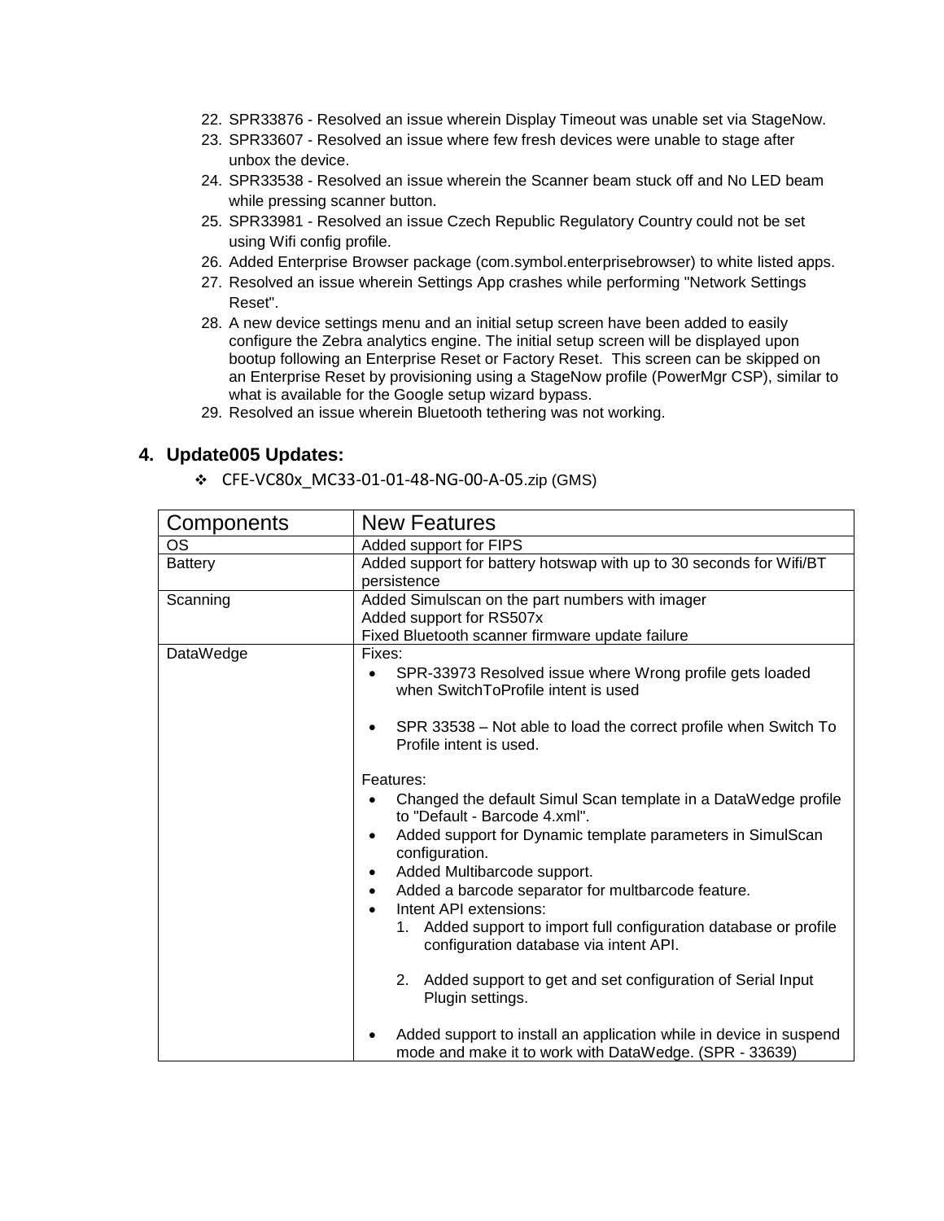22. SPR33876 - Resolved an issue wherein Display Timeout was unable set via StageNow.
23. SPR33607 - Resolved an issue where few fresh devices were unable to stage after unbox the device.
24. SPR33538 - Resolved an issue wherein the Scanner beam stuck off and No LED beam while pressing scanner button.
25. SPR33981 - Resolved an issue Czech Republic Regulatory Country could not be set using Wifi config profile.
26. Added Enterprise Browser package (com.symbol.enterprisebrowser) to white listed apps.
27. Resolved an issue wherein Settings App crashes while performing "Network Settings Reset".
28. A new device settings menu and an initial setup screen have been added to easily configure the Zebra analytics engine. The initial setup screen will be displayed upon bootup following an Enterprise Reset or Factory Reset. This screen can be skipped on an Enterprise Reset by provisioning using a StageNow profile (PowerMgr CSP), similar to what is available for the Google setup wizard bypass.
29. Resolved an issue wherein Bluetooth tethering was not working.

## 4. Update005 Updates:

- CFE-VC80x_MC33-01-01-48-NG-00-A-05.zip (GMS)

| Components | New Features |
|---|---|
| OS | Added support for FIPS |
| Battery | Added support for battery hotswap with up to 30 seconds for Wifi/BT persistence |
| Scanning | Added Simulscan on the part numbers with imager<br>Added support for RS507x<br>Fixed Bluetooth scanner firmware update failure |
| DataWedge | Fixes:<br>• SPR-33973 Resolved issue where Wrong profile gets loaded when SwitchToProfile intent is used<br>• SPR 33538 – Not able to load the correct profile when Switch To Profile intent is used.<br><br>Features:<br>• Changed the default Simul Scan template in a DataWedge profile to "Default - Barcode 4.xml".<br>• Added support for Dynamic template parameters in SimulScan configuration.<br>• Added Multibarcode support.<br>• Added a barcode separator for multbarcode feature.<br>• Intent API extensions:<br>1. Added support to import full configuration database or profile configuration database via intent API.<br>2. Added support to get and set configuration of Serial Input Plugin settings.<br>• Added support to install an application while in device in suspend mode and make it to work with DataWedge. (SPR - 33639) |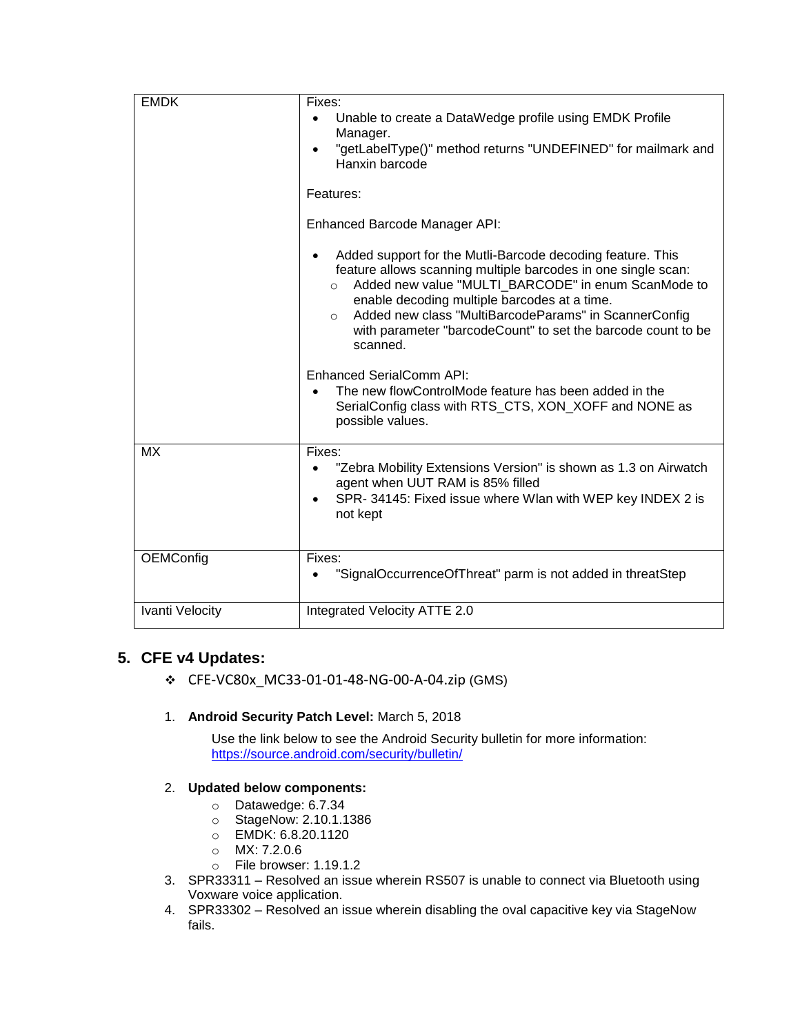| EMDK | Fixes:<br>• Unable to create a DataWedge profile using EMDK Profile Manager.<br>• "getLabelType()" method returns "UNDEFINED" for mailmark and Hanxin barcode<br><br>Features:<br><br>Enhanced Barcode Manager API:<br><br>• Added support for the Mutli-Barcode decoding feature. This feature allows scanning multiple barcodes in one single scan:<br>  ○ Added new value "MULTI_BARCODE" in enum ScanMode to enable decoding multiple barcodes at a time.<br>  ○ Added new class "MultiBarcodeParams" in ScannerConfig with parameter "barcodeCount" to set the barcode count to be scanned.<br><br>Enhanced SerialComm API:<br>• The new flowControlMode feature has been added in the SerialConfig class with RTS_CTS, XON_XOFF and NONE as possible values. |
|---|---|
| MX | Fixes:<br>• "Zebra Mobility Extensions Version" is shown as 1.3 on Airwatch agent when UUT RAM is 85% filled<br>• SPR- 34145: Fixed issue where Wlan with WEP key INDEX 2 is not kept |
| OEMConfig | Fixes:<br>• "SignalOccurrenceOfThreat" parm is not added in threatStep |
| Ivanti Velocity | Integrated Velocity ATTE 2.0 |

## 5. CFE v4 Updates:

❖ CFE-VC80x_MC33-01-01-48-NG-00-A-04.zip (GMS)

1. **Android Security Patch Level:** March 5, 2018

   Use the link below to see the Android Security bulletin for more information: https://source.android.com/security/bulletin/

2. **Updated below components:**
   - Datawedge: 6.7.34
   - StageNow: 2.10.1.1386
   - EMDK: 6.8.20.1120
   - MX: 7.2.0.6
   - File browser: 1.19.1.2
3. SPR33311 – Resolved an issue wherein RS507 is unable to connect via Bluetooth using Voxware voice application.
4. SPR33302 – Resolved an issue wherein disabling the oval capacitive key via StageNow fails.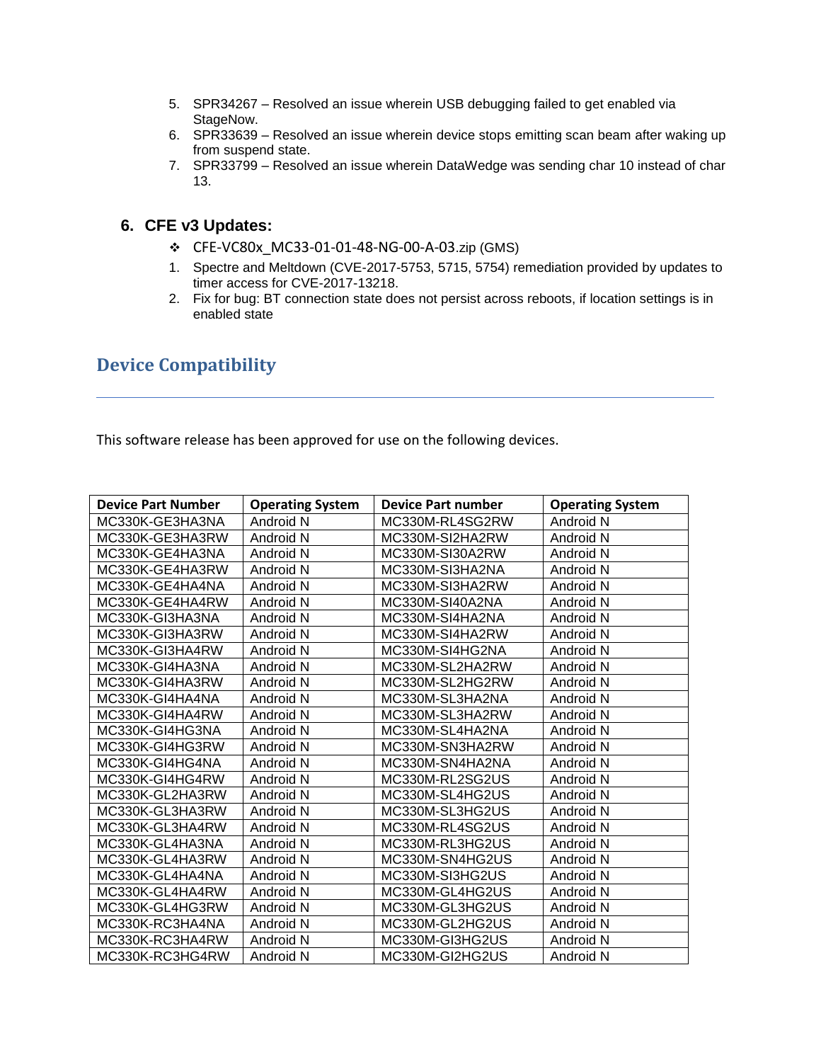5. SPR34267 – Resolved an issue wherein USB debugging failed to get enabled via StageNow.
6. SPR33639 – Resolved an issue wherein device stops emitting scan beam after waking up from suspend state.
7. SPR33799 – Resolved an issue wherein DataWedge was sending char 10 instead of char 13.

### 6. CFE v3 Updates:

- ❖ CFE-VC80x_MC33-01-01-48-NG-00-A-03.zip (GMS)

1. Spectre and Meltdown (CVE-2017-5753, 5715, 5754) remediation provided by updates to timer access for CVE-2017-13218.
2. Fix for bug: BT connection state does not persist across reboots, if location settings is in enabled state

## Device Compatibility

This software release has been approved for use on the following devices.

| Device Part Number | Operating System | Device Part number | Operating System |
|---|---|---|---|
| MC330K-GE3HA3NA | Android N | MC330M-RL4SG2RW | Android N |
| MC330K-GE3HA3RW | Android N | MC330M-SI2HA2RW | Android N |
| MC330K-GE4HA3NA | Android N | MC330M-SI30A2RW | Android N |
| MC330K-GE4HA3RW | Android N | MC330M-SI3HA2NA | Android N |
| MC330K-GE4HA4NA | Android N | MC330M-SI3HA2RW | Android N |
| MC330K-GE4HA4RW | Android N | MC330M-SI40A2NA | Android N |
| MC330K-GI3HA3NA | Android N | MC330M-SI4HA2NA | Android N |
| MC330K-GI3HA3RW | Android N | MC330M-SI4HA2RW | Android N |
| MC330K-GI3HA4RW | Android N | MC330M-SI4HG2NA | Android N |
| MC330K-GI4HA3NA | Android N | MC330M-SL2HA2RW | Android N |
| MC330K-GI4HA3RW | Android N | MC330M-SL2HG2RW | Android N |
| MC330K-GI4HA4NA | Android N | MC330M-SL3HA2NA | Android N |
| MC330K-GI4HA4RW | Android N | MC330M-SL3HA2RW | Android N |
| MC330K-GI4HG3NA | Android N | MC330M-SL4HA2NA | Android N |
| MC330K-GI4HG3RW | Android N | MC330M-SN3HA2RW | Android N |
| MC330K-GI4HG4NA | Android N | MC330M-SN4HA2NA | Android N |
| MC330K-GI4HG4RW | Android N | MC330M-RL2SG2US | Android N |
| MC330K-GL2HA3RW | Android N | MC330M-SL4HG2US | Android N |
| MC330K-GL3HA3RW | Android N | MC330M-SL3HG2US | Android N |
| MC330K-GL3HA4RW | Android N | MC330M-RL4SG2US | Android N |
| MC330K-GL4HA3NA | Android N | MC330M-RL3HG2US | Android N |
| MC330K-GL4HA3RW | Android N | MC330M-SN4HG2US | Android N |
| MC330K-GL4HA4NA | Android N | MC330M-SI3HG2US | Android N |
| MC330K-GL4HA4RW | Android N | MC330M-GL4HG2US | Android N |
| MC330K-GL4HG3RW | Android N | MC330M-GL3HG2US | Android N |
| MC330K-RC3HA4NA | Android N | MC330M-GL2HG2US | Android N |
| MC330K-RC3HA4RW | Android N | MC330M-GI3HG2US | Android N |
| MC330K-RC3HG4RW | Android N | MC330M-GI2HG2US | Android N |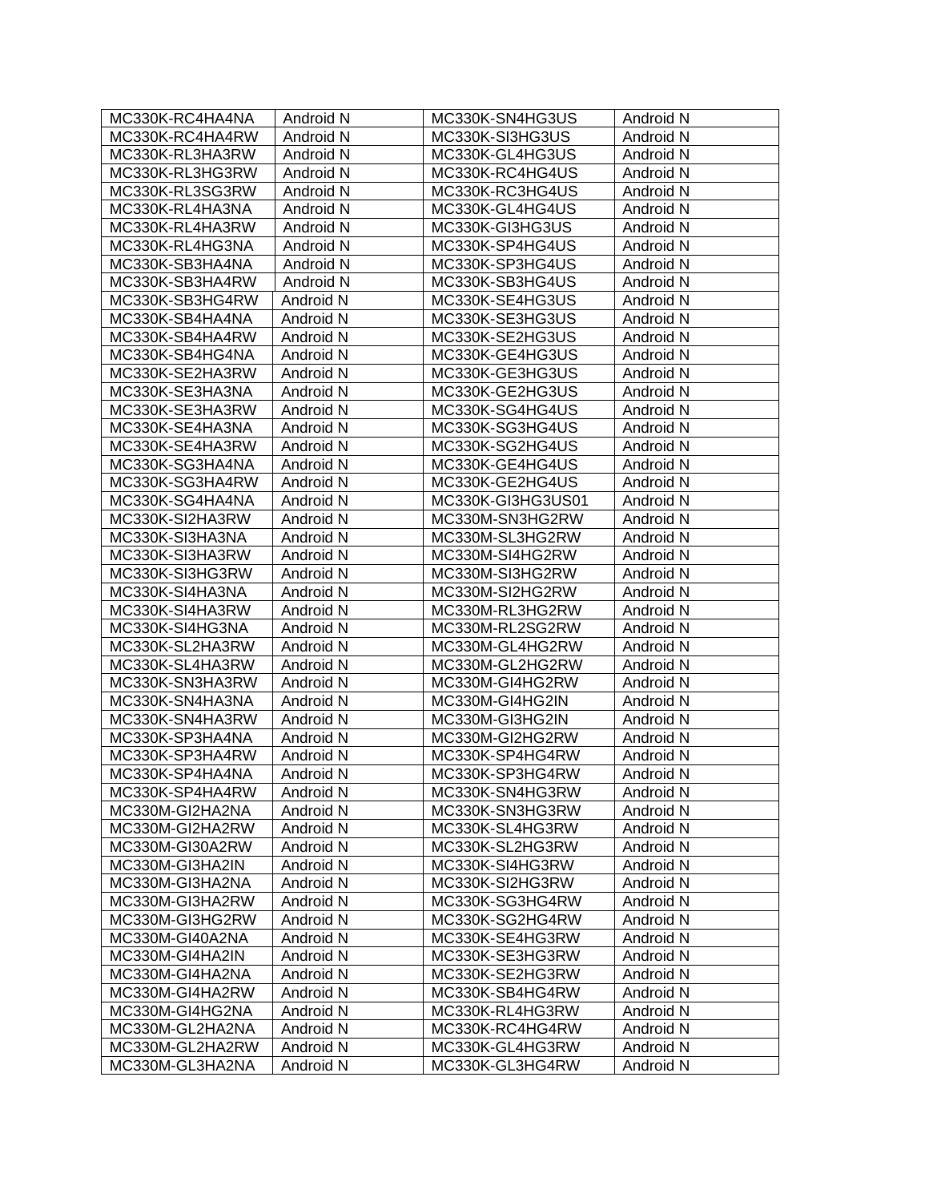| MC330K-RC4HA4NA | Android N | MC330K-SN4HG3US | Android N |
|---|---|---|---|
| MC330K-RC4HA4RW | Android N | MC330K-SI3HG3US | Android N |
| MC330K-RL3HA3RW | Android N | MC330K-GL4HG3US | Android N |
| MC330K-RL3HG3RW | Android N | MC330K-RC4HG4US | Android N |
| MC330K-RL3SG3RW | Android N | MC330K-RC3HG4US | Android N |
| MC330K-RL4HA3NA | Android N | MC330K-GL4HG4US | Android N |
| MC330K-RL4HA3RW | Android N | MC330K-GI3HG3US | Android N |
| MC330K-RL4HG3NA | Android N | MC330K-SP4HG4US | Android N |
| MC330K-SB3HA4NA | Android N | MC330K-SP3HG4US | Android N |
| MC330K-SB3HA4RW | Android N | MC330K-SB3HG4US | Android N |
| MC330K-SB3HG4RW | Android N | MC330K-SE4HG3US | Android N |
| MC330K-SB4HA4NA | Android N | MC330K-SE3HG3US | Android N |
| MC330K-SB4HA4RW | Android N | MC330K-SE2HG3US | Android N |
| MC330K-SB4HG4NA | Android N | MC330K-GE4HG3US | Android N |
| MC330K-SE2HA3RW | Android N | MC330K-GE3HG3US | Android N |
| MC330K-SE3HA3NA | Android N | MC330K-GE2HG3US | Android N |
| MC330K-SE3HA3RW | Android N | MC330K-SG4HG4US | Android N |
| MC330K-SE4HA3NA | Android N | MC330K-SG3HG4US | Android N |
| MC330K-SE4HA3RW | Android N | MC330K-SG2HG4US | Android N |
| MC330K-SG3HA4NA | Android N | MC330K-GE4HG4US | Android N |
| MC330K-SG3HA4RW | Android N | MC330K-GE2HG4US | Android N |
| MC330K-SG4HA4NA | Android N | MC330K-GI3HG3US01 | Android N |
| MC330K-SI2HA3RW | Android N | MC330M-SN3HG2RW | Android N |
| MC330K-SI3HA3NA | Android N | MC330M-SL3HG2RW | Android N |
| MC330K-SI3HA3RW | Android N | MC330M-SI4HG2RW | Android N |
| MC330K-SI3HG3RW | Android N | MC330M-SI3HG2RW | Android N |
| MC330K-SI4HA3NA | Android N | MC330M-SI2HG2RW | Android N |
| MC330K-SI4HA3RW | Android N | MC330M-RL3HG2RW | Android N |
| MC330K-SI4HG3NA | Android N | MC330M-RL2SG2RW | Android N |
| MC330K-SL2HA3RW | Android N | MC330M-GL4HG2RW | Android N |
| MC330K-SL4HA3RW | Android N | MC330M-GL2HG2RW | Android N |
| MC330K-SN3HA3RW | Android N | MC330M-GI4HG2RW | Android N |
| MC330K-SN4HA3NA | Android N | MC330M-GI4HG2IN | Android N |
| MC330K-SN4HA3RW | Android N | MC330M-GI3HG2IN | Android N |
| MC330K-SP3HA4NA | Android N | MC330M-GI2HG2RW | Android N |
| MC330K-SP3HA4RW | Android N | MC330K-SP4HG4RW | Android N |
| MC330K-SP4HA4NA | Android N | MC330K-SP3HG4RW | Android N |
| MC330K-SP4HA4RW | Android N | MC330K-SN4HG3RW | Android N |
| MC330M-GI2HA2NA | Android N | MC330K-SN3HG3RW | Android N |
| MC330M-GI2HA2RW | Android N | MC330K-SL4HG3RW | Android N |
| MC330M-GI30A2RW | Android N | MC330K-SL2HG3RW | Android N |
| MC330M-GI3HA2IN | Android N | MC330K-SI4HG3RW | Android N |
| MC330M-GI3HA2NA | Android N | MC330K-SI2HG3RW | Android N |
| MC330M-GI3HA2RW | Android N | MC330K-SG3HG4RW | Android N |
| MC330M-GI3HG2RW | Android N | MC330K-SG2HG4RW | Android N |
| MC330M-GI40A2NA | Android N | MC330K-SE4HG3RW | Android N |
| MC330M-GI4HA2IN | Android N | MC330K-SE3HG3RW | Android N |
| MC330M-GI4HA2NA | Android N | MC330K-SE2HG3RW | Android N |
| MC330M-GI4HA2RW | Android N | MC330K-SB4HG4RW | Android N |
| MC330M-GI4HG2NA | Android N | MC330K-RL4HG3RW | Android N |
| MC330M-GL2HA2NA | Android N | MC330K-RC4HG4RW | Android N |
| MC330M-GL2HA2RW | Android N | MC330K-GL4HG3RW | Android N |
| MC330M-GL3HA2NA | Android N | MC330K-GL3HG4RW | Android N |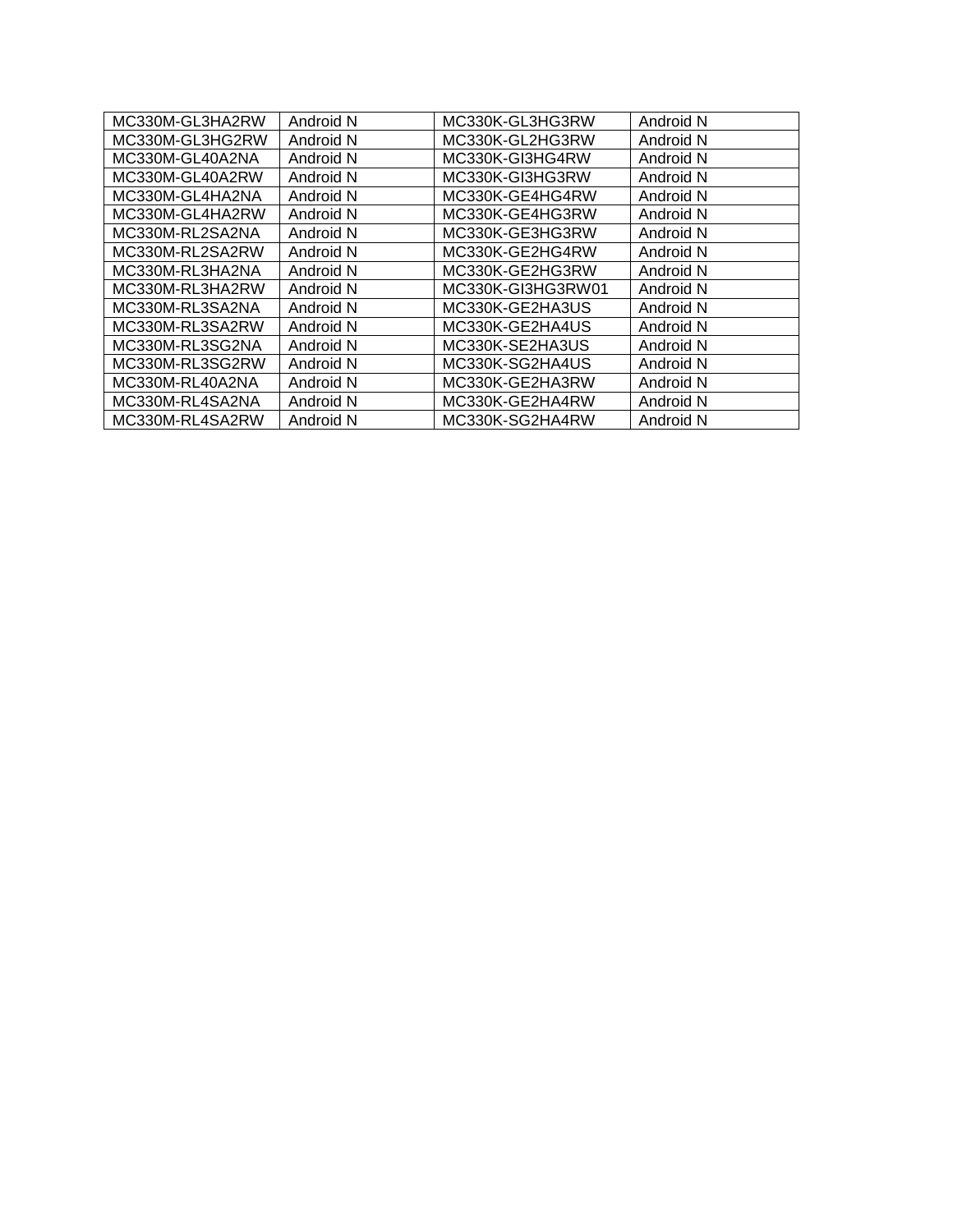| MC330M-GL3HA2RW | Android N | MC330K-GL3HG3RW | Android N |
|---|---|---|---|
| MC330M-GL3HG2RW | Android N | MC330K-GL2HG3RW | Android N |
| MC330M-GL40A2NA | Android N | MC330K-GI3HG4RW | Android N |
| MC330M-GL40A2RW | Android N | MC330K-GI3HG3RW | Android N |
| MC330M-GL4HA2NA | Android N | MC330K-GE4HG4RW | Android N |
| MC330M-GL4HA2RW | Android N | MC330K-GE4HG3RW | Android N |
| MC330M-RL2SA2NA | Android N | MC330K-GE3HG3RW | Android N |
| MC330M-RL2SA2RW | Android N | MC330K-GE2HG4RW | Android N |
| MC330M-RL3HA2NA | Android N | MC330K-GE2HG3RW | Android N |
| MC330M-RL3HA2RW | Android N | MC330K-GI3HG3RW01 | Android N |
| MC330M-RL3SA2NA | Android N | MC330K-GE2HA3US | Android N |
| MC330M-RL3SA2RW | Android N | MC330K-GE2HA4US | Android N |
| MC330M-RL3SG2NA | Android N | MC330K-SE2HA3US | Android N |
| MC330M-RL3SG2RW | Android N | MC330K-SG2HA4US | Android N |
| MC330M-RL40A2NA | Android N | MC330K-GE2HA3RW | Android N |
| MC330M-RL4SA2NA | Android N | MC330K-GE2HA4RW | Android N |
| MC330M-RL4SA2RW | Android N | MC330K-SG2HA4RW | Android N |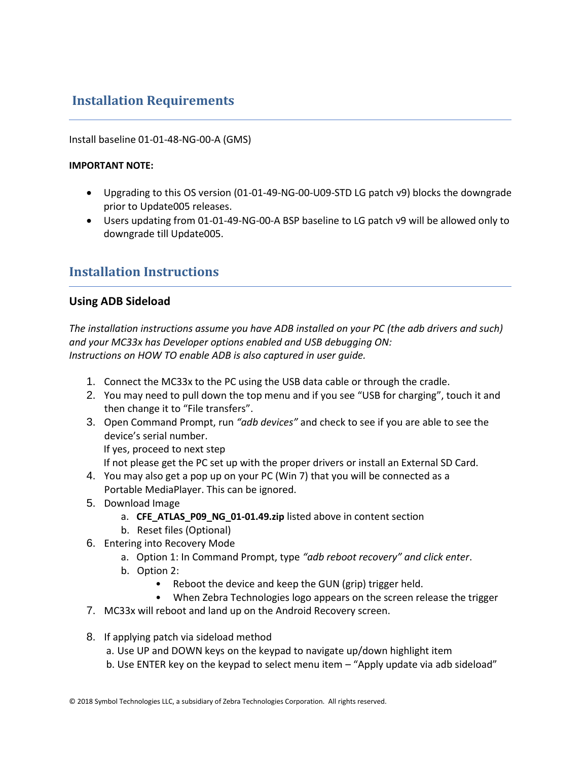## Installation Requirements

Install baseline 01-01-48-NG-00-A (GMS)

**IMPORTANT NOTE:**

- Upgrading to this OS version (01-01-49-NG-00-U09-STD LG patch v9) blocks the downgrade prior to Update005 releases.
- Users updating from 01-01-49-NG-00-A BSP baseline to LG patch v9 will be allowed only to downgrade till Update005.

## Installation Instructions

### Using ADB Sideload

*The installation instructions assume you have ADB installed on your PC (the adb drivers and such) and your MC33x has Developer options enabled and USB debugging ON:*
*Instructions on HOW TO enable ADB is also captured in user guide.*

1. Connect the MC33x to the PC using the USB data cable or through the cradle.
2. You may need to pull down the top menu and if you see "USB for charging", touch it and then change it to "File transfers".
3. Open Command Prompt, run *"adb devices"* and check to see if you are able to see the device's serial number.
   If yes, proceed to next step
   If not please get the PC set up with the proper drivers or install an External SD Card.
4. You may also get a pop up on your PC (Win 7) that you will be connected as a Portable MediaPlayer. This can be ignored.
5. Download Image
   a. **CFE_ATLAS_P09_NG_01-01.49.zip** listed above in content section
   b. Reset files (Optional)
6. Entering into Recovery Mode
   a. Option 1: In Command Prompt, type *"adb reboot recovery" and click enter*.
   b. Option 2:
      - Reboot the device and keep the GUN (grip) trigger held.
      - When Zebra Technologies logo appears on the screen release the trigger
7. MC33x will reboot and land up on the Android Recovery screen.

8. If applying patch via sideload method
   a. Use UP and DOWN keys on the keypad to navigate up/down highlight item
   b. Use ENTER key on the keypad to select menu item – "Apply update via adb sideload"

© 2018 Symbol Technologies LLC, a subsidiary of Zebra Technologies Corporation. All rights reserved.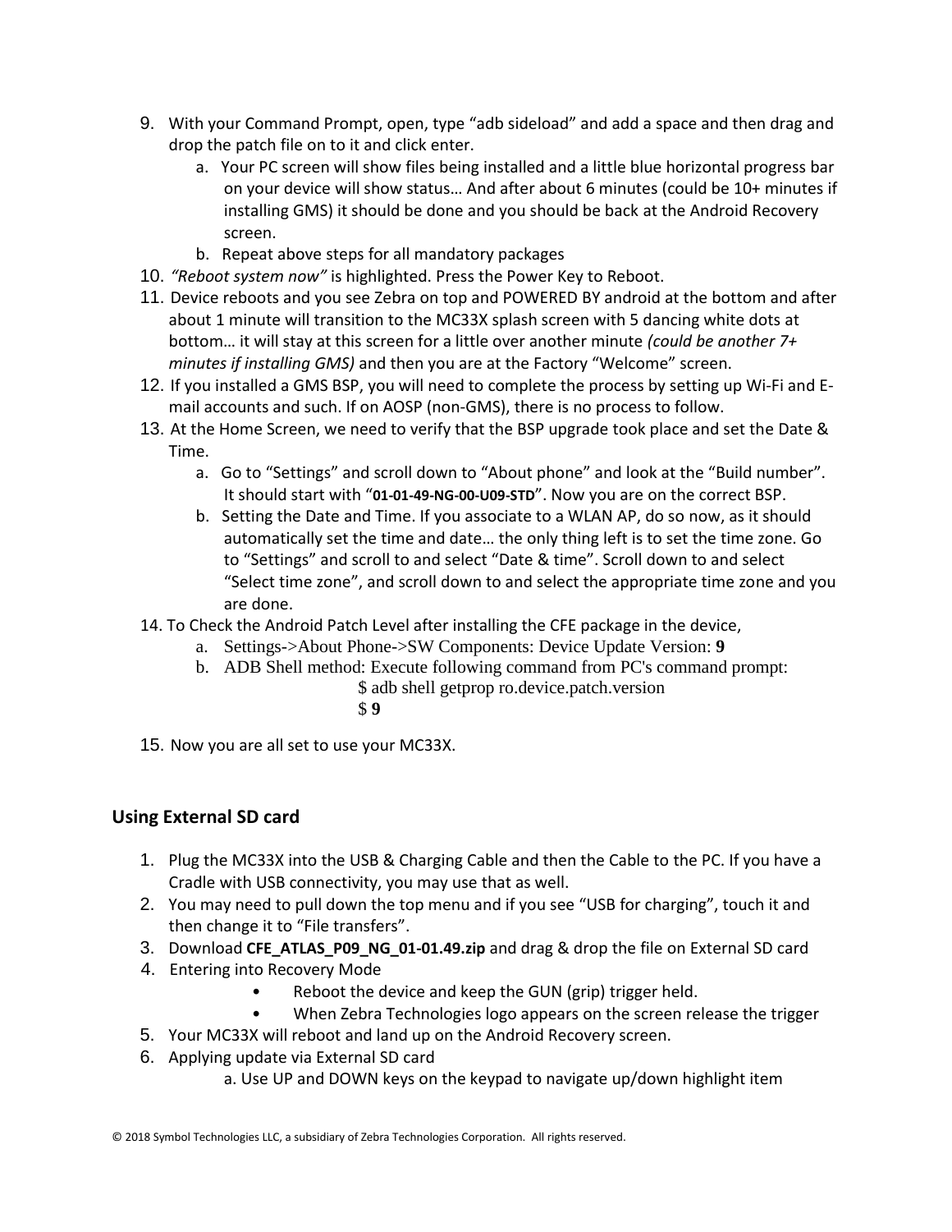9. With your Command Prompt, open, type "adb sideload" and add a space and then drag and drop the patch file on to it and click enter.
   a. Your PC screen will show files being installed and a little blue horizontal progress bar on your device will show status… And after about 6 minutes (could be 10+ minutes if installing GMS) it should be done and you should be back at the Android Recovery screen.
   b. Repeat above steps for all mandatory packages
10. *"Reboot system now"* is highlighted. Press the Power Key to Reboot.
11. Device reboots and you see Zebra on top and POWERED BY android at the bottom and after about 1 minute will transition to the MC33X splash screen with 5 dancing white dots at bottom… it will stay at this screen for a little over another minute *(could be another 7+ minutes if installing GMS)* and then you are at the Factory "Welcome" screen.
12. If you installed a GMS BSP, you will need to complete the process by setting up Wi-Fi and E-mail accounts and such. If on AOSP (non-GMS), there is no process to follow.
13. At the Home Screen, we need to verify that the BSP upgrade took place and set the Date & Time.
    a. Go to "Settings" and scroll down to "About phone" and look at the "Build number". It should start with "**01-01-49-NG-00-U09-STD**". Now you are on the correct BSP.
    b. Setting the Date and Time. If you associate to a WLAN AP, do so now, as it should automatically set the time and date… the only thing left is to set the time zone. Go to "Settings" and scroll to and select "Date & time". Scroll down to and select "Select time zone", and scroll down to and select the appropriate time zone and you are done.
14. To Check the Android Patch Level after installing the CFE package in the device,
    a. Settings->About Phone->SW Components: Device Update Version: **9**
    b. ADB Shell method: Execute following command from PC's command prompt:

       $ adb shell getprop ro.device.patch.version

       $ **9**
15. Now you are all set to use your MC33X.

## Using External SD card

1. Plug the MC33X into the USB & Charging Cable and then the Cable to the PC. If you have a Cradle with USB connectivity, you may use that as well.
2. You may need to pull down the top menu and if you see "USB for charging", touch it and then change it to "File transfers".
3. Download **CFE_ATLAS_P09_NG_01-01.49.zip** and drag & drop the file on External SD card
4. Entering into Recovery Mode
   - Reboot the device and keep the GUN (grip) trigger held.
   - When Zebra Technologies logo appears on the screen release the trigger
5. Your MC33X will reboot and land up on the Android Recovery screen.
6. Applying update via External SD card
   a. Use UP and DOWN keys on the keypad to navigate up/down highlight item

© 2018 Symbol Technologies LLC, a subsidiary of Zebra Technologies Corporation. All rights reserved.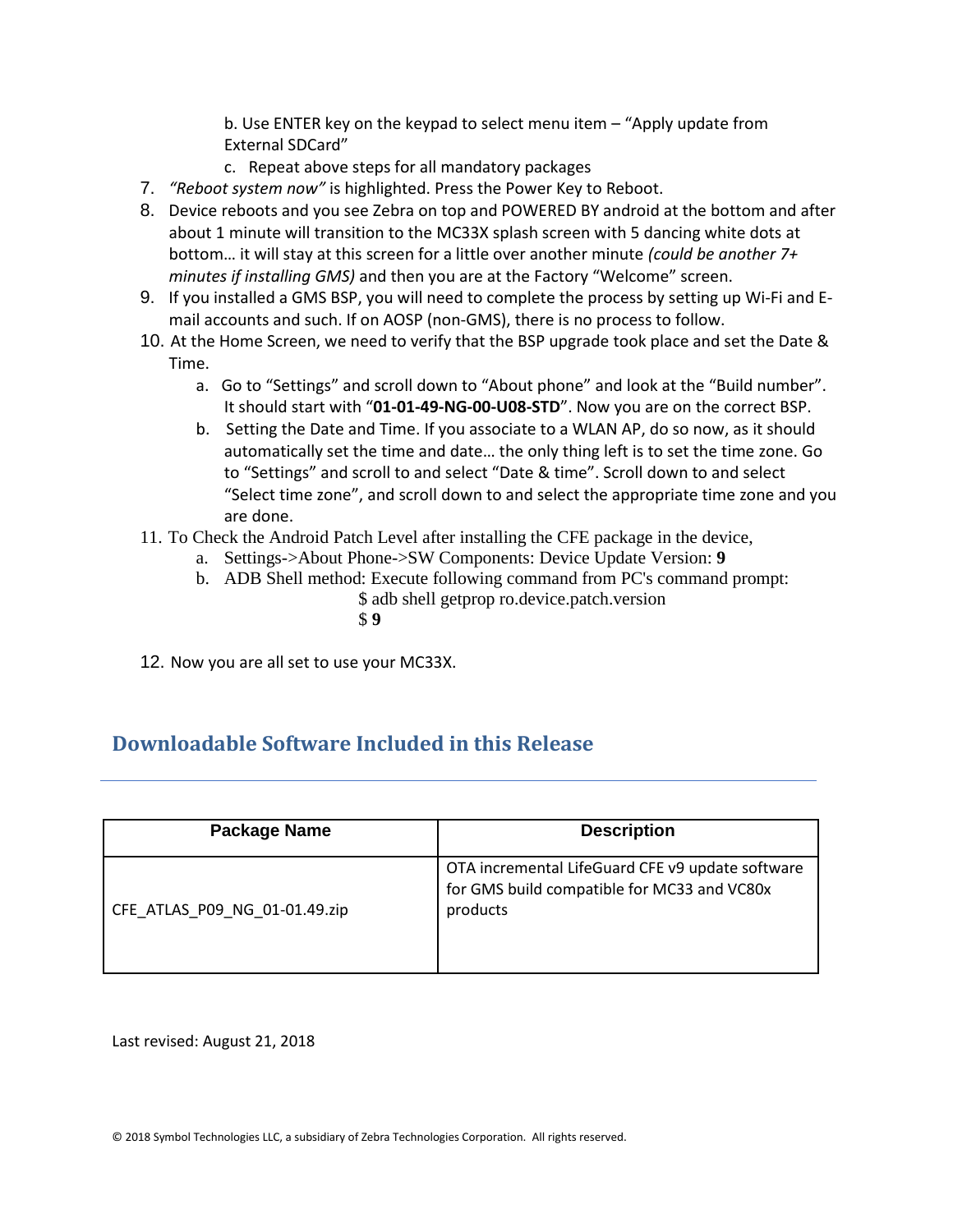b. Use ENTER key on the keypad to select menu item – "Apply update from External SDCard"

c. Repeat above steps for all mandatory packages

7. *"Reboot system now"* is highlighted. Press the Power Key to Reboot.
8. Device reboots and you see Zebra on top and POWERED BY android at the bottom and after about 1 minute will transition to the MC33X splash screen with 5 dancing white dots at bottom… it will stay at this screen for a little over another minute *(could be another 7+ minutes if installing GMS)* and then you are at the Factory "Welcome" screen.
9. If you installed a GMS BSP, you will need to complete the process by setting up Wi-Fi and E-mail accounts and such. If on AOSP (non-GMS), there is no process to follow.
10. At the Home Screen, we need to verify that the BSP upgrade took place and set the Date & Time.
    a. Go to "Settings" and scroll down to "About phone" and look at the "Build number". It should start with "**01-01-49-NG-00-U08-STD**". Now you are on the correct BSP.
    b. Setting the Date and Time. If you associate to a WLAN AP, do so now, as it should automatically set the time and date… the only thing left is to set the time zone. Go to "Settings" and scroll to and select "Date & time". Scroll down to and select "Select time zone", and scroll down to and select the appropriate time zone and you are done.
11. To Check the Android Patch Level after installing the CFE package in the device,
    a. Settings->About Phone->SW Components: Device Update Version: **9**
    b. ADB Shell method: Execute following command from PC's command prompt:

       $ adb shell getprop ro.device.patch.version

       $ **9**
12. Now you are all set to use your MC33X.

## Downloadable Software Included in this Release

| Package Name | Description |
|---|---|
| CFE_ATLAS_P09_NG_01-01.49.zip | OTA incremental LifeGuard CFE v9 update software for GMS build compatible for MC33 and VC80x products |

Last revised: August 21, 2018

© 2018 Symbol Technologies LLC, a subsidiary of Zebra Technologies Corporation. All rights reserved.